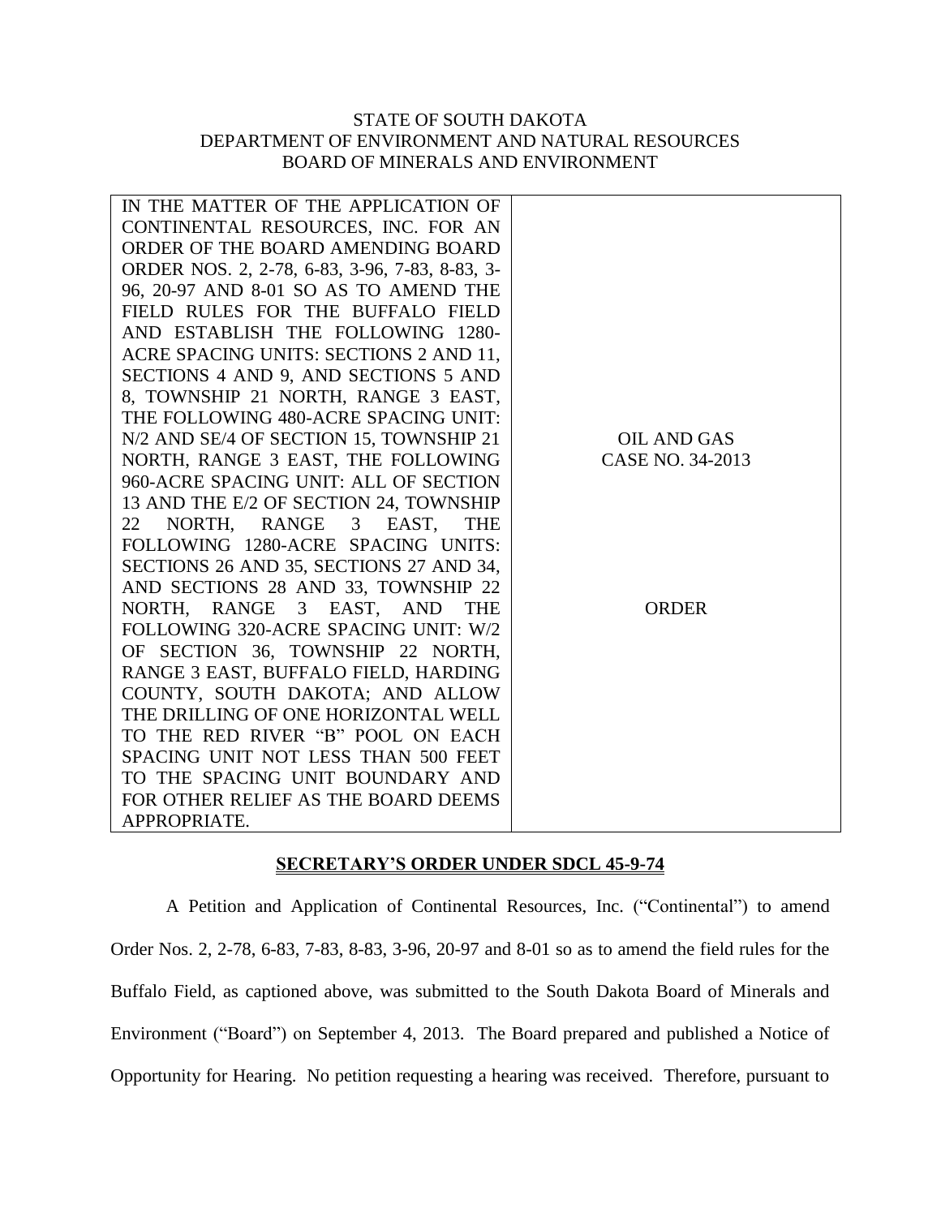STATE OF SOUTH DAKOTA
DEPARTMENT OF ENVIRONMENT AND NATURAL RESOURCES
BOARD OF MINERALS AND ENVIRONMENT

| IN THE MATTER OF THE APPLICATION OF CONTINENTAL RESOURCES, INC. FOR AN ORDER OF THE BOARD AMENDING BOARD ORDER NOS. 2, 2-78, 6-83, 3-96, 7-83, 8-83, 3-96, 20-97 AND 8-01 SO AS TO AMEND THE FIELD RULES FOR THE BUFFALO FIELD AND ESTABLISH THE FOLLOWING 1280-ACRE SPACING UNITS: SECTIONS 2 AND 11, SECTIONS 4 AND 9, AND SECTIONS 5 AND 8, TOWNSHIP 21 NORTH, RANGE 3 EAST, THE FOLLOWING 480-ACRE SPACING UNIT: N/2 AND SE/4 OF SECTION 15, TOWNSHIP 21 NORTH, RANGE 3 EAST, THE FOLLOWING 960-ACRE SPACING UNIT: ALL OF SECTION 13 AND THE E/2 OF SECTION 24, TOWNSHIP 22 NORTH, RANGE 3 EAST, THE FOLLOWING 1280-ACRE SPACING UNITS: SECTIONS 26 AND 35, SECTIONS 27 AND 34, AND SECTIONS 28 AND 33, TOWNSHIP 22 NORTH, RANGE 3 EAST, AND THE FOLLOWING 320-ACRE SPACING UNIT: W/2 OF SECTION 36, TOWNSHIP 22 NORTH, RANGE 3 EAST, BUFFALO FIELD, HARDING COUNTY, SOUTH DAKOTA; AND ALLOW THE DRILLING OF ONE HORIZONTAL WELL TO THE RED RIVER "B" POOL ON EACH SPACING UNIT NOT LESS THAN 500 FEET TO THE SPACING UNIT BOUNDARY AND FOR OTHER RELIEF AS THE BOARD DEEMS APPROPRIATE. | OIL AND GAS CASE NO. 34-2013<br><br>ORDER |
|---|---|

**SECRETARY'S ORDER UNDER SDCL 45-9-74**

A Petition and Application of Continental Resources, Inc. ("Continental") to amend Order Nos. 2, 2-78, 6-83, 7-83, 8-83, 3-96, 20-97 and 8-01 so as to amend the field rules for the Buffalo Field, as captioned above, was submitted to the South Dakota Board of Minerals and Environment ("Board") on September 4, 2013. The Board prepared and published a Notice of Opportunity for Hearing. No petition requesting a hearing was received. Therefore, pursuant to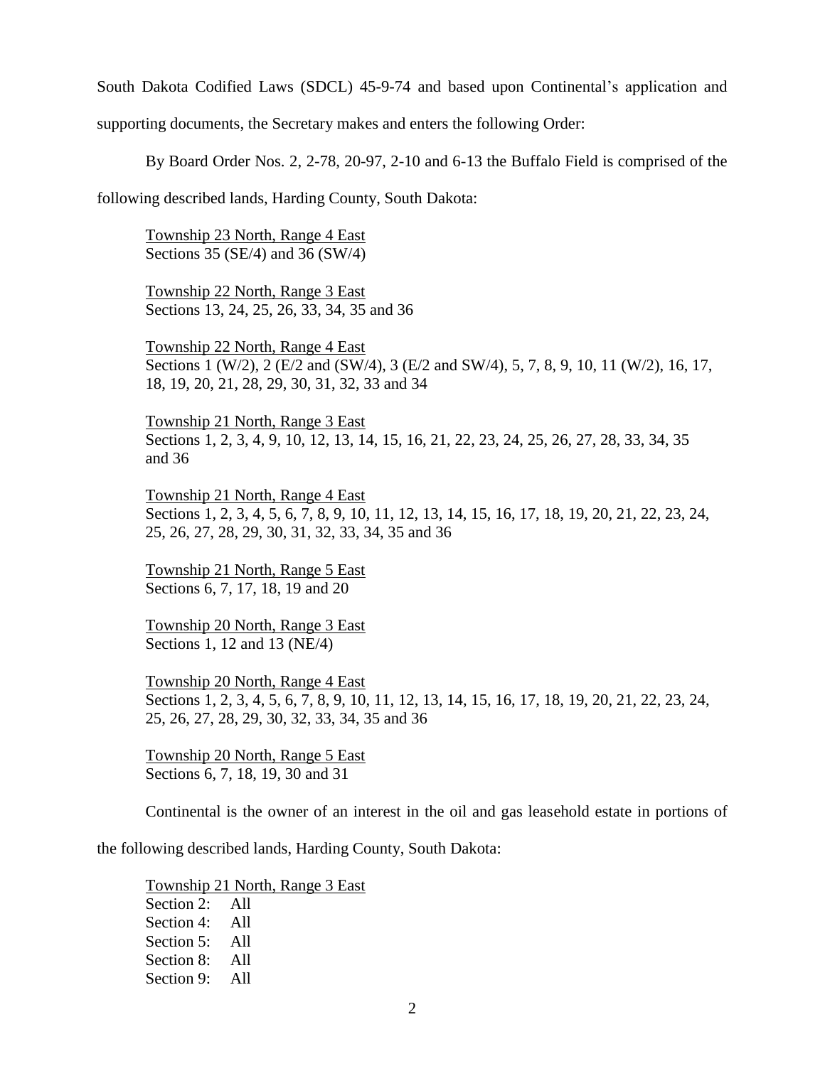South Dakota Codified Laws (SDCL) 45-9-74 and based upon Continental's application and supporting documents, the Secretary makes and enters the following Order:

By Board Order Nos. 2, 2-78, 20-97, 2-10 and 6-13 the Buffalo Field is comprised of the following described lands, Harding County, South Dakota:

<u>Township 23 North, Range 4 East</u>
Sections 35 (SE/4) and 36 (SW/4)

<u>Township 22 North, Range 3 East</u>
Sections 13, 24, 25, 26, 33, 34, 35 and 36

<u>Township 22 North, Range 4 East</u>
Sections 1 (W/2), 2 (E/2 and (SW/4), 3 (E/2 and SW/4), 5, 7, 8, 9, 10, 11 (W/2), 16, 17, 18, 19, 20, 21, 28, 29, 30, 31, 32, 33 and 34

<u>Township 21 North, Range 3 East</u>
Sections 1, 2, 3, 4, 9, 10, 12, 13, 14, 15, 16, 21, 22, 23, 24, 25, 26, 27, 28, 33, 34, 35 and 36

<u>Township 21 North, Range 4 East</u>
Sections 1, 2, 3, 4, 5, 6, 7, 8, 9, 10, 11, 12, 13, 14, 15, 16, 17, 18, 19, 20, 21, 22, 23, 24, 25, 26, 27, 28, 29, 30, 31, 32, 33, 34, 35 and 36

<u>Township 21 North, Range 5 East</u>
Sections 6, 7, 17, 18, 19 and 20

<u>Township 20 North, Range 3 East</u>
Sections 1, 12 and 13 (NE/4)

<u>Township 20 North, Range 4 East</u>
Sections 1, 2, 3, 4, 5, 6, 7, 8, 9, 10, 11, 12, 13, 14, 15, 16, 17, 18, 19, 20, 21, 22, 23, 24, 25, 26, 27, 28, 29, 30, 32, 33, 34, 35 and 36

<u>Township 20 North, Range 5 East</u>
Sections 6, 7, 18, 19, 30 and 31

Continental is the owner of an interest in the oil and gas leasehold estate in portions of the following described lands, Harding County, South Dakota:

<u>Township 21 North, Range 3 East</u>
Section 2: All
Section 4: All
Section 5: All
Section 8: All
Section 9: All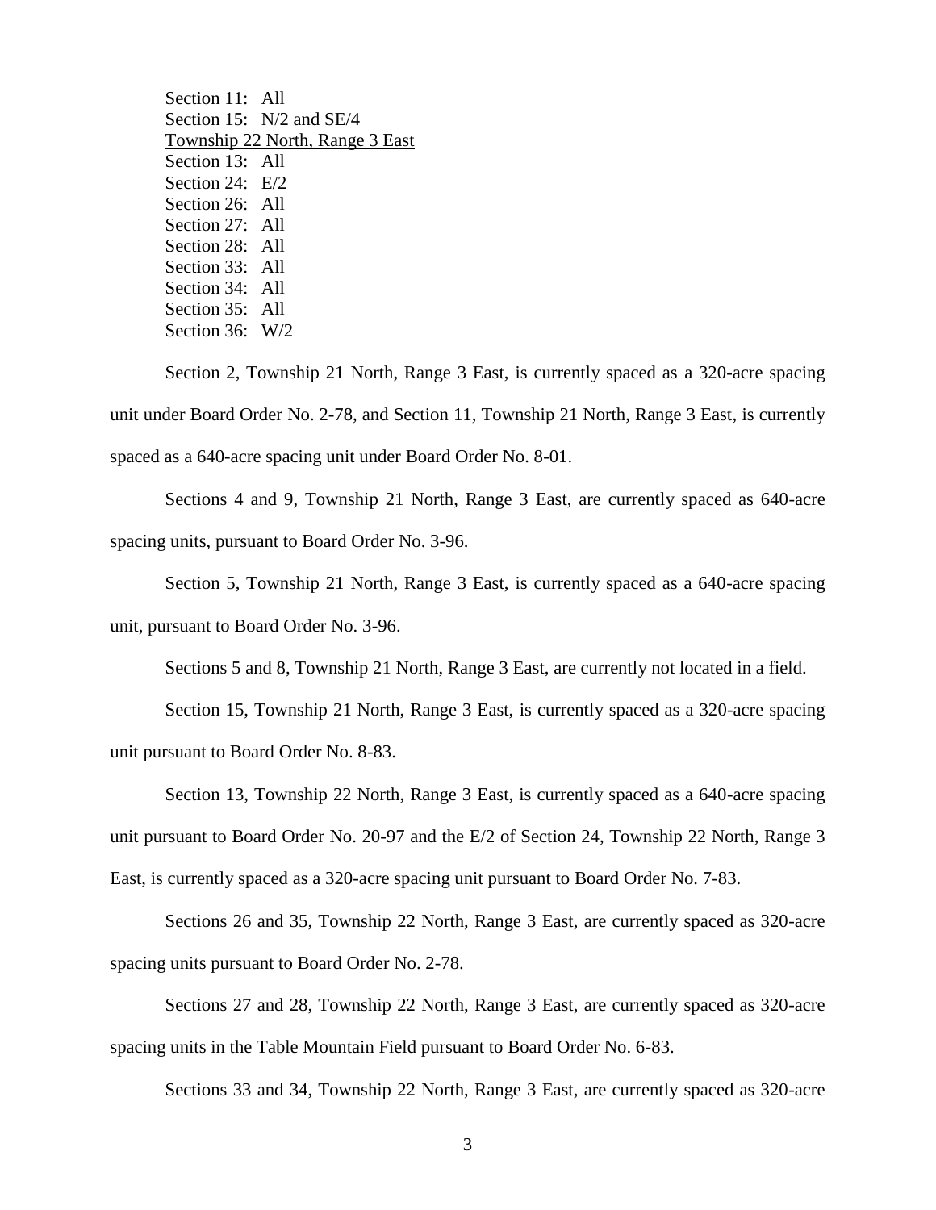Section 11: All
Section 15: N/2 and SE/4
Township 22 North, Range 3 East
Section 13: All
Section 24: E/2
Section 26: All
Section 27: All
Section 28: All
Section 33: All
Section 34: All
Section 35: All
Section 36: W/2

Section 2, Township 21 North, Range 3 East, is currently spaced as a 320-acre spacing unit under Board Order No. 2-78, and Section 11, Township 21 North, Range 3 East, is currently spaced as a 640-acre spacing unit under Board Order No. 8-01.

Sections 4 and 9, Township 21 North, Range 3 East, are currently spaced as 640-acre spacing units, pursuant to Board Order No. 3-96.

Section 5, Township 21 North, Range 3 East, is currently spaced as a 640-acre spacing unit, pursuant to Board Order No. 3-96.

Sections 5 and 8, Township 21 North, Range 3 East, are currently not located in a field.

Section 15, Township 21 North, Range 3 East, is currently spaced as a 320-acre spacing unit pursuant to Board Order No. 8-83.

Section 13, Township 22 North, Range 3 East, is currently spaced as a 640-acre spacing unit pursuant to Board Order No. 20-97 and the E/2 of Section 24, Township 22 North, Range 3 East, is currently spaced as a 320-acre spacing unit pursuant to Board Order No. 7-83.

Sections 26 and 35, Township 22 North, Range 3 East, are currently spaced as 320-acre spacing units pursuant to Board Order No. 2-78.

Sections 27 and 28, Township 22 North, Range 3 East, are currently spaced as 320-acre spacing units in the Table Mountain Field pursuant to Board Order No. 6-83.

Sections 33 and 34, Township 22 North, Range 3 East, are currently spaced as 320-acre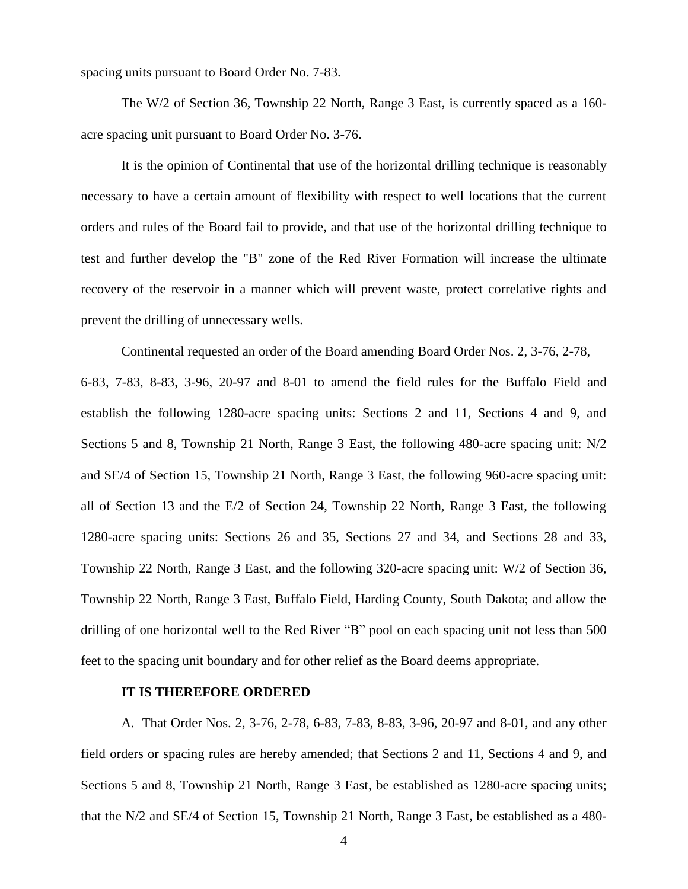spacing units pursuant to Board Order No. 7-83.

The W/2 of Section 36, Township 22 North, Range 3 East, is currently spaced as a 160-acre spacing unit pursuant to Board Order No. 3-76.

It is the opinion of Continental that use of the horizontal drilling technique is reasonably necessary to have a certain amount of flexibility with respect to well locations that the current orders and rules of the Board fail to provide, and that use of the horizontal drilling technique to test and further develop the "B" zone of the Red River Formation will increase the ultimate recovery of the reservoir in a manner which will prevent waste, protect correlative rights and prevent the drilling of unnecessary wells.

Continental requested an order of the Board amending Board Order Nos. 2, 3-76, 2-78, 6-83, 7-83, 8-83, 3-96, 20-97 and 8-01 to amend the field rules for the Buffalo Field and establish the following 1280-acre spacing units: Sections 2 and 11, Sections 4 and 9, and Sections 5 and 8, Township 21 North, Range 3 East, the following 480-acre spacing unit: N/2 and SE/4 of Section 15, Township 21 North, Range 3 East, the following 960-acre spacing unit: all of Section 13 and the E/2 of Section 24, Township 22 North, Range 3 East, the following 1280-acre spacing units: Sections 26 and 35, Sections 27 and 34, and Sections 28 and 33, Township 22 North, Range 3 East, and the following 320-acre spacing unit: W/2 of Section 36, Township 22 North, Range 3 East, Buffalo Field, Harding County, South Dakota; and allow the drilling of one horizontal well to the Red River "B" pool on each spacing unit not less than 500 feet to the spacing unit boundary and for other relief as the Board deems appropriate.

**IT IS THEREFORE ORDERED**

A. That Order Nos. 2, 3-76, 2-78, 6-83, 7-83, 8-83, 3-96, 20-97 and 8-01, and any other field orders or spacing rules are hereby amended; that Sections 2 and 11, Sections 4 and 9, and Sections 5 and 8, Township 21 North, Range 3 East, be established as 1280-acre spacing units; that the N/2 and SE/4 of Section 15, Township 21 North, Range 3 East, be established as a 480-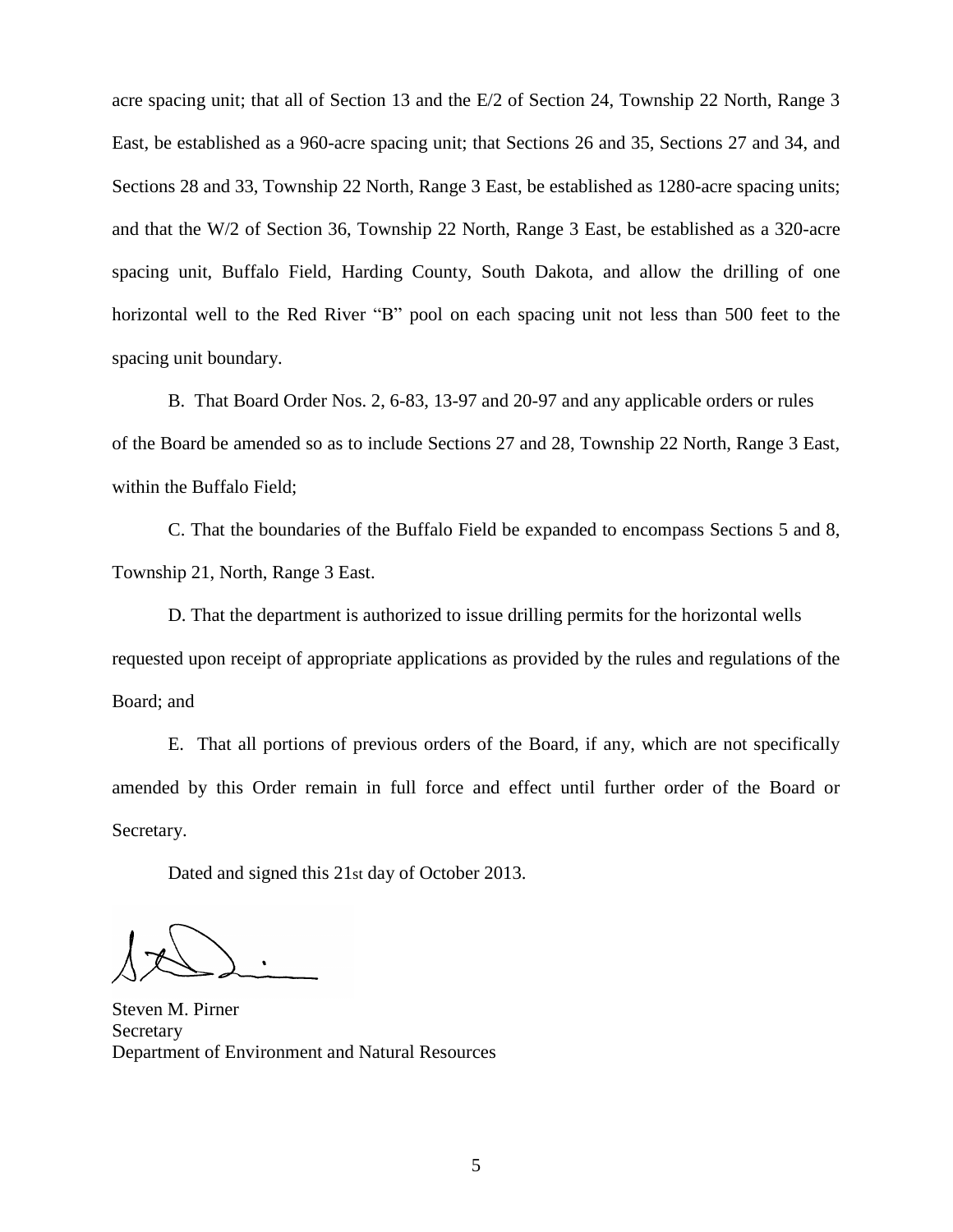acre spacing unit; that all of Section 13 and the E/2 of Section 24, Township 22 North, Range 3 East, be established as a 960-acre spacing unit; that Sections 26 and 35, Sections 27 and 34, and Sections 28 and 33, Township 22 North, Range 3 East, be established as 1280-acre spacing units; and that the W/2 of Section 36, Township 22 North, Range 3 East, be established as a 320-acre spacing unit, Buffalo Field, Harding County, South Dakota, and allow the drilling of one horizontal well to the Red River "B" pool on each spacing unit not less than 500 feet to the spacing unit boundary.

B. That Board Order Nos. 2, 6-83, 13-97 and 20-97 and any applicable orders or rules of the Board be amended so as to include Sections 27 and 28, Township 22 North, Range 3 East, within the Buffalo Field;

C. That the boundaries of the Buffalo Field be expanded to encompass Sections 5 and 8, Township 21, North, Range 3 East.

D. That the department is authorized to issue drilling permits for the horizontal wells requested upon receipt of appropriate applications as provided by the rules and regulations of the Board; and

E. That all portions of previous orders of the Board, if any, which are not specifically amended by this Order remain in full force and effect until further order of the Board or Secretary.

Dated and signed this 21st day of October 2013.

Steven M. Pirner
Secretary
Department of Environment and Natural Resources